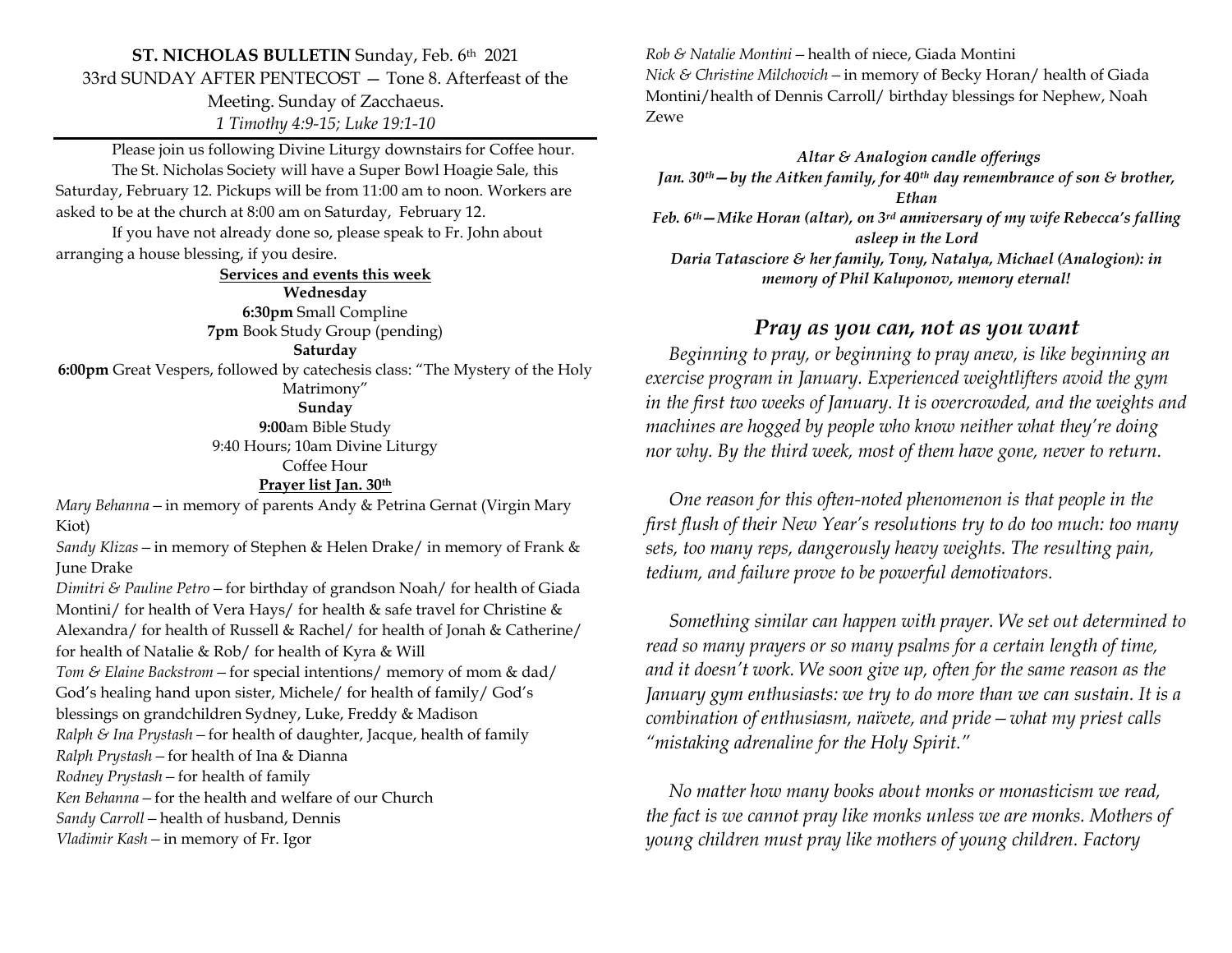**ST. NICHOLAS BULLETIN** Sunday, Feb. 6th 2021
33rd SUNDAY AFTER PENTECOST — Tone 8. Afterfeast of the Meeting. Sunday of Zacchaeus.
*1 Timothy 4:9-15; Luke 19:1-10*

Please join us following Divine Liturgy downstairs for Coffee hour.

The St. Nicholas Society will have a Super Bowl Hoagie Sale, this Saturday, February 12. Pickups will be from 11:00 am to noon. Workers are asked to be at the church at 8:00 am on Saturday, February 12.

If you have not already done so, please speak to Fr. John about arranging a house blessing, if you desire.

**Services and events this week**

**Wednesday**
**6:30pm** Small Compline
**7pm** Book Study Group (pending)

**Saturday**
**6:00pm** Great Vespers, followed by catechesis class: "The Mystery of the Holy Matrimony"

**Sunday**
**9:00**am Bible Study
9:40 Hours; 10am Divine Liturgy
Coffee Hour

**Prayer list Jan. 30th**

*Mary Behanna* – in memory of parents Andy & Petrina Gernat (Virgin Mary Kiot)
*Sandy Klizas* – in memory of Stephen & Helen Drake/ in memory of Frank & June Drake
*Dimitri & Pauline Petro* – for birthday of grandson Noah/ for health of Giada Montini/ for health of Vera Hays/ for health & safe travel for Christine & Alexandra/ for health of Russell & Rachel/ for health of Jonah & Catherine/ for health of Natalie & Rob/ for health of Kyra & Will
*Tom & Elaine Backstrom* – for special intentions/ memory of mom & dad/ God's healing hand upon sister, Michele/ for health of family/ God's blessings on grandchildren Sydney, Luke, Freddy & Madison
*Ralph & Ina Prystash* – for health of daughter, Jacque, health of family
*Ralph Prystash* – for health of Ina & Dianna
*Rodney Prystash* – for health of family
*Ken Behanna* – for the health and welfare of our Church
*Sandy Carroll* – health of husband, Dennis
*Vladimir Kash* – in memory of Fr. Igor
*Rob & Natalie Montini* – health of niece, Giada Montini
*Nick & Christine Milchovich* – in memory of Becky Horan/ health of Giada Montini/health of Dennis Carroll/ birthday blessings for Nephew, Noah Zewe

***Altar & Analogion candle offerings***
***Jan. 30th—by the Aitken family, for 40th day remembrance of son & brother, Ethan***
***Feb. 6th—Mike Horan (altar), on 3rd anniversary of my wife Rebecca's falling asleep in the Lord***
***Daria Tatasciore & her family, Tony, Natalya, Michael (Analogion): in memory of Phil Kaluponov, memory eternal!***

## *Pray as you can, not as you want*

*Beginning to pray, or beginning to pray anew, is like beginning an exercise program in January. Experienced weightlifters avoid the gym in the first two weeks of January. It is overcrowded, and the weights and machines are hogged by people who know neither what they're doing nor why. By the third week, most of them have gone, never to return.*

*One reason for this often-noted phenomenon is that people in the first flush of their New Year's resolutions try to do too much: too many sets, too many reps, dangerously heavy weights. The resulting pain, tedium, and failure prove to be powerful demotivators.*

*Something similar can happen with prayer. We set out determined to read so many prayers or so many psalms for a certain length of time, and it doesn't work. We soon give up, often for the same reason as the January gym enthusiasts: we try to do more than we can sustain. It is a combination of enthusiasm, naïvete, and pride—what my priest calls "mistaking adrenaline for the Holy Spirit."*

*No matter how many books about monks or monasticism we read, the fact is we cannot pray like monks unless we are monks. Mothers of young children must pray like mothers of young children. Factory*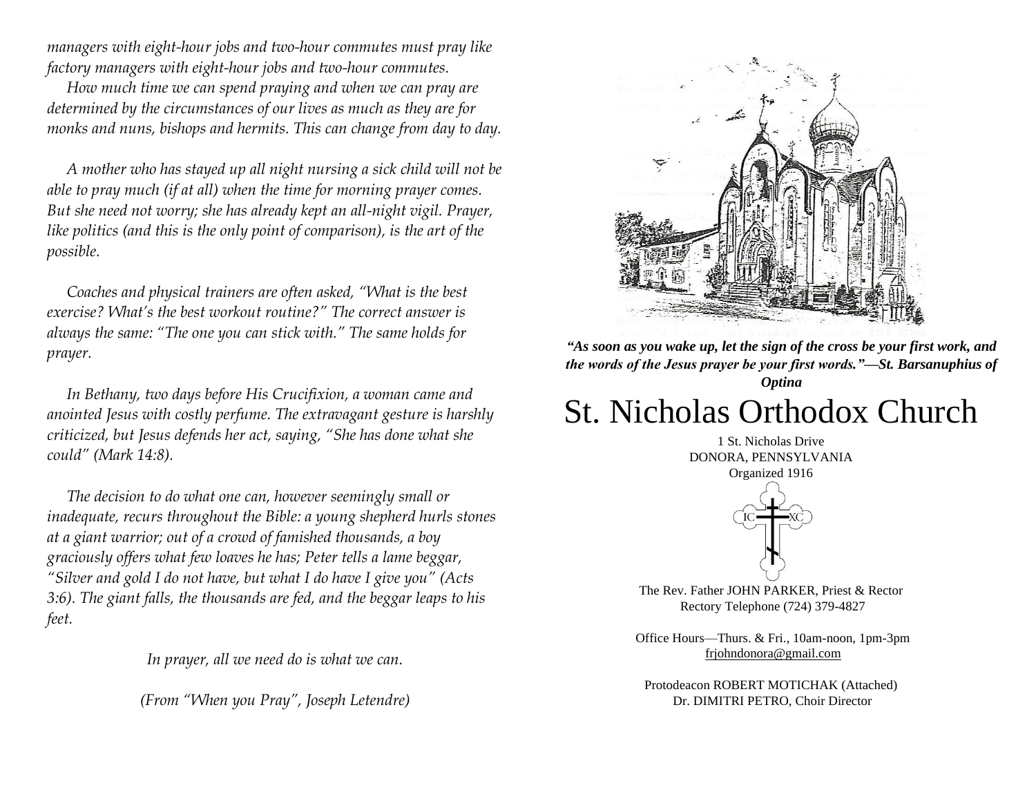*managers with eight-hour jobs and two-hour commutes must pray like factory managers with eight-hour jobs and two-hour commutes.*

*How much time we can spend praying and when we can pray are determined by the circumstances of our lives as much as they are for monks and nuns, bishops and hermits. This can change from day to day.*

*A mother who has stayed up all night nursing a sick child will not be able to pray much (if at all) when the time for morning prayer comes. But she need not worry; she has already kept an all-night vigil. Prayer, like politics (and this is the only point of comparison), is the art of the possible.*

*Coaches and physical trainers are often asked, "What is the best exercise? What's the best workout routine?" The correct answer is always the same: "The one you can stick with." The same holds for prayer.*

*In Bethany, two days before His Crucifixion, a woman came and anointed Jesus with costly perfume. The extravagant gesture is harshly criticized, but Jesus defends her act, saying, "She has done what she could" (Mark 14:8).*

*The decision to do what one can, however seemingly small or inadequate, recurs throughout the Bible: a young shepherd hurls stones at a giant warrior; out of a crowd of famished thousands, a boy graciously offers what few loaves he has; Peter tells a lame beggar, "Silver and gold I do not have, but what I do have I give you" (Acts 3:6). The giant falls, the thousands are fed, and the beggar leaps to his feet.*

*In prayer, all we need do is what we can.*

*(From "When you Pray", Joseph Letendre)*

***"As soon as you wake up, let the sign of the cross be your first work, and the words of the Jesus prayer be your first words."—St. Barsanuphius of Optina***

# St. Nicholas Orthodox Church

1 St. Nicholas Drive
DONORA, PENNSYLVANIA
Organized 1916

IC XC

The Rev. Father JOHN PARKER, Priest & Rector
Rectory Telephone (724) 379-4827

Office Hours—Thurs. & Fri., 10am-noon, 1pm-3pm
frjohndonora@gmail.com

Protodeacon ROBERT MOTICHAK (Attached)
Dr. DIMITRI PETRO, Choir Director